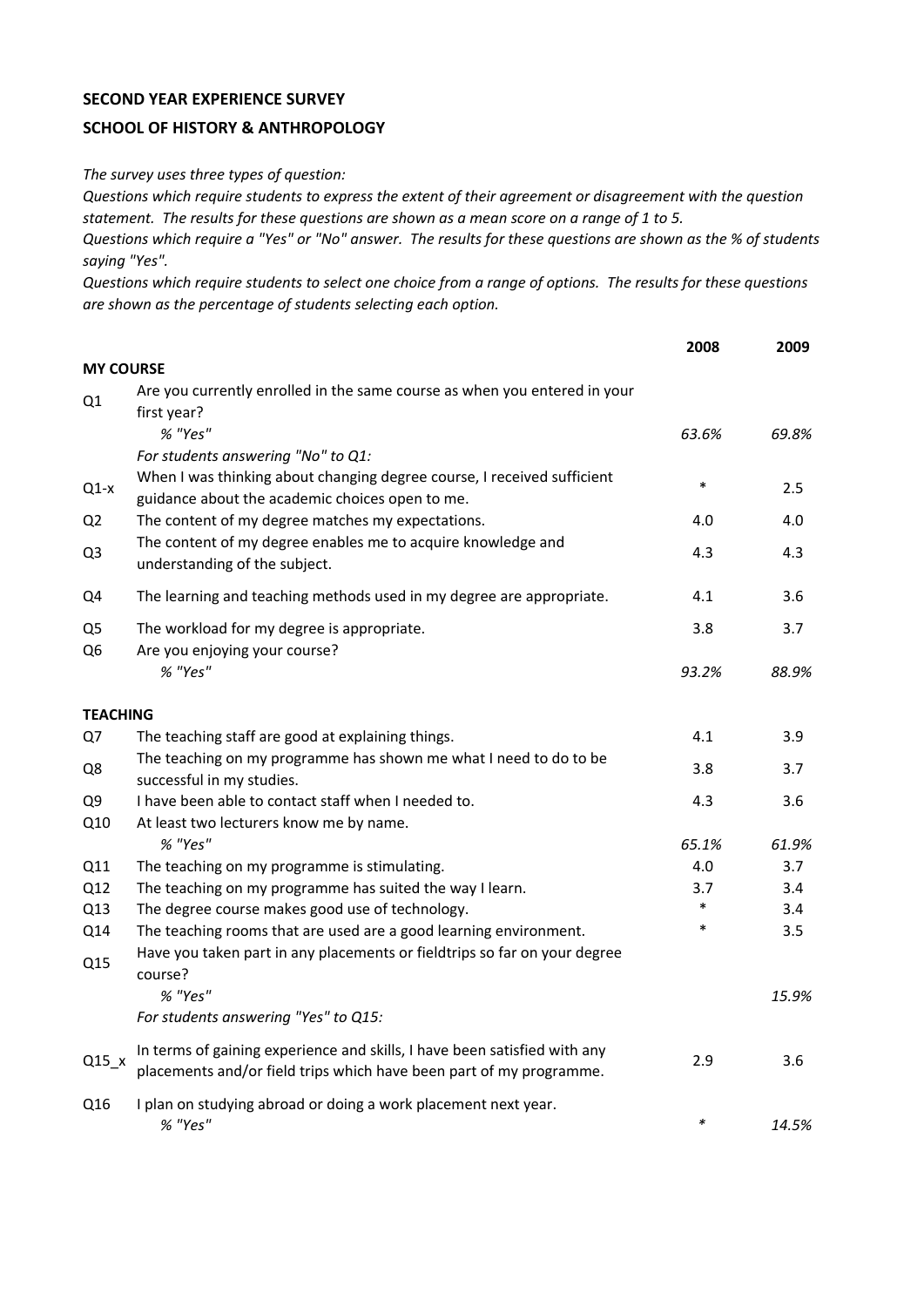**SECOND YEAR EXPERIENCE SURVEY**

**SCHOOL OF HISTORY & ANTHROPOLOGY**

*The survey uses three types of question:*
*Questions which require students to express the extent of their agreement or disagreement with the question statement. The results for these questions are shown as a mean score on a range of 1 to 5.*
*Questions which require a "Yes" or "No" answer. The results for these questions are shown as the % of students saying "Yes".*
*Questions which require students to select one choice from a range of options. The results for these questions are shown as the percentage of students selecting each option.*

| | | 2008 | 2009 |
|---|---|---|---|
| **MY COURSE** | | | |
| Q1 | Are you currently enrolled in the same course as when you entered in your first year? | | |
| | *% "Yes"* | *63.6%* | *69.8%* |
| | *For students answering "No" to Q1:* | | |
| Q1-x | When I was thinking about changing degree course, I received sufficient guidance about the academic choices open to me. | * | 2.5 |
| Q2 | The content of my degree matches my expectations. | 4.0 | 4.0 |
| Q3 | The content of my degree enables me to acquire knowledge and understanding of the subject. | 4.3 | 4.3 |
| Q4 | The learning and teaching methods used in my degree are appropriate. | 4.1 | 3.6 |
| Q5 | The workload for my degree is appropriate. | 3.8 | 3.7 |
| Q6 | Are you enjoying your course? | | |
| | *% "Yes"* | *93.2%* | *88.9%* |
| **TEACHING** | | | |
| Q7 | The teaching staff are good at explaining things. | 4.1 | 3.9 |
| Q8 | The teaching on my programme has shown me what I need to do to be successful in my studies. | 3.8 | 3.7 |
| Q9 | I have been able to contact staff when I needed to. | 4.3 | 3.6 |
| Q10 | At least two lecturers know me by name. | | |
| | *% "Yes"* | *65.1%* | *61.9%* |
| Q11 | The teaching on my programme is stimulating. | 4.0 | 3.7 |
| Q12 | The teaching on my programme has suited the way I learn. | 3.7 | 3.4 |
| Q13 | The degree course makes good use of technology. | * | 3.4 |
| Q14 | The teaching rooms that are used are a good learning environment. | * | 3.5 |
| Q15 | Have you taken part in any placements or fieldtrips so far on your degree course? | | |
| | *% "Yes"* | | *15.9%* |
| | *For students answering "Yes" to Q15:* | | |
| Q15_x | In terms of gaining experience and skills, I have been satisfied with any placements and/or field trips which have been part of my programme. | 2.9 | 3.6 |
| Q16 | I plan on studying abroad or doing a work placement next year. | | |
| | *% "Yes"* | * | *14.5%* |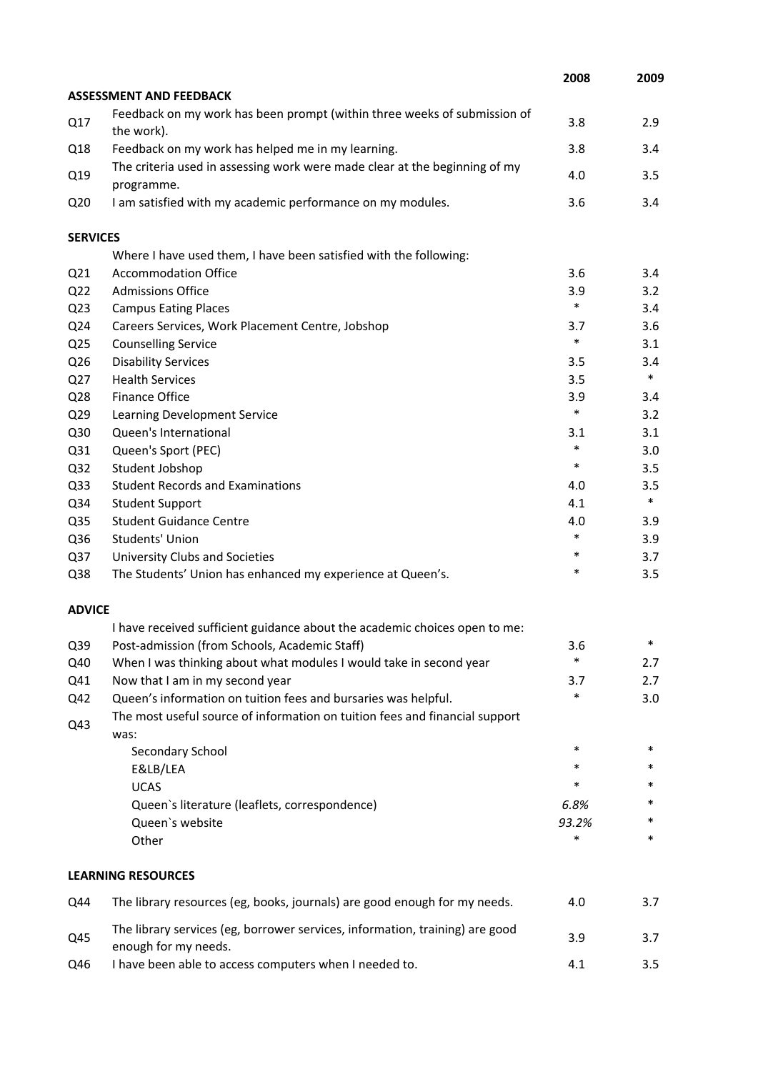| | | 2008 | 2009 |
|---|---|---|---|
| **ASSESSMENT AND FEEDBACK** | | | |
| Q17 | Feedback on my work has been prompt (within three weeks of submission of the work). | 3.8 | 2.9 |
| Q18 | Feedback on my work has helped me in my learning. | 3.8 | 3.4 |
| Q19 | The criteria used in assessing work were made clear at the beginning of my programme. | 4.0 | 3.5 |
| Q20 | I am satisfied with my academic performance on my modules. | 3.6 | 3.4 |
| **SERVICES** | | | |
| | Where I have used them, I have been satisfied with the following: | | |
| Q21 | Accommodation Office | 3.6 | 3.4 |
| Q22 | Admissions Office | 3.9 | 3.2 |
| Q23 | Campus Eating Places | * | 3.4 |
| Q24 | Careers Services, Work Placement Centre, Jobshop | 3.7 | 3.6 |
| Q25 | Counselling Service | * | 3.1 |
| Q26 | Disability Services | 3.5 | 3.4 |
| Q27 | Health Services | 3.5 | * |
| Q28 | Finance Office | 3.9 | 3.4 |
| Q29 | Learning Development Service | * | 3.2 |
| Q30 | Queen's International | 3.1 | 3.1 |
| Q31 | Queen's Sport (PEC) | * | 3.0 |
| Q32 | Student Jobshop | * | 3.5 |
| Q33 | Student Records and Examinations | 4.0 | 3.5 |
| Q34 | Student Support | 4.1 | * |
| Q35 | Student Guidance Centre | 4.0 | 3.9 |
| Q36 | Students' Union | * | 3.9 |
| Q37 | University Clubs and Societies | * | 3.7 |
| Q38 | The Students' Union has enhanced my experience at Queen's. | * | 3.5 |
| **ADVICE** | | | |
| | I have received sufficient guidance about the academic choices open to me: | | |
| Q39 | Post-admission (from Schools, Academic Staff) | 3.6 | * |
| Q40 | When I was thinking about what modules I would take in second year | * | 2.7 |
| Q41 | Now that I am in my second year | 3.7 | 2.7 |
| Q42 | Queen's information on tuition fees and bursaries was helpful. | * | 3.0 |
| Q43 | The most useful source of information on tuition fees and financial support was: | | |
| | Secondary School | * | * |
| | E&LB/LEA | * | * |
| | UCAS | * | * |
| | Queen`s literature (leaflets, correspondence) | *6.8%* | * |
| | Queen`s website | *93.2%* | * |
| | Other | * | * |
| **LEARNING RESOURCES** | | | |
| Q44 | The library resources (eg, books, journals) are good enough for my needs. | 4.0 | 3.7 |
| Q45 | The library services (eg, borrower services, information, training) are good enough for my needs. | 3.9 | 3.7 |
| Q46 | I have been able to access computers when I needed to. | 4.1 | 3.5 |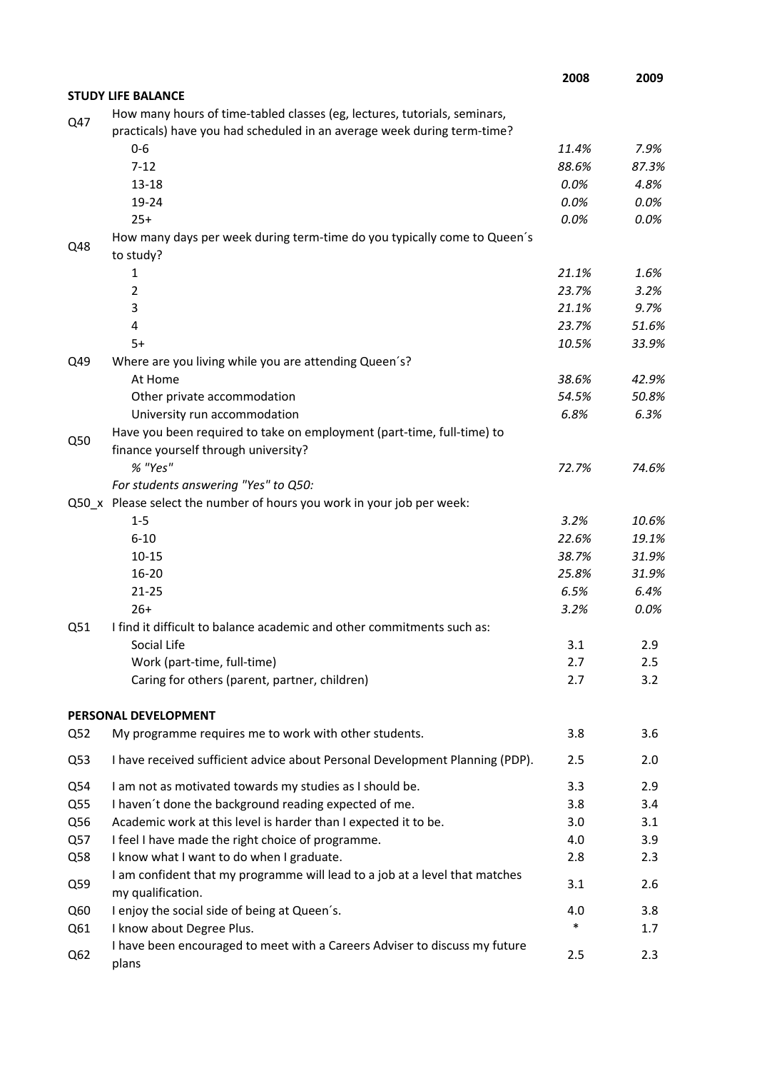| | | 2008 | 2009 |
|---|---|---|---|
| **STUDY LIFE BALANCE** | | | |
| Q47 | How many hours of time-tabled classes (eg, lectures, tutorials, seminars, practicals) have you had scheduled in an average week during term-time? | | |
| | 0-6 | *11.4%* | *7.9%* |
| | 7-12 | *88.6%* | *87.3%* |
| | 13-18 | *0.0%* | *4.8%* |
| | 19-24 | *0.0%* | *0.0%* |
| | 25+ | *0.0%* | *0.0%* |
| Q48 | How many days per week during term-time do you typically come to Queen´s to study? | | |
| | 1 | *21.1%* | *1.6%* |
| | 2 | *23.7%* | *3.2%* |
| | 3 | *21.1%* | *9.7%* |
| | 4 | *23.7%* | *51.6%* |
| | 5+ | *10.5%* | *33.9%* |
| Q49 | Where are you living while you are attending Queen´s? | | |
| | At Home | *38.6%* | *42.9%* |
| | Other private accommodation | *54.5%* | *50.8%* |
| | University run accommodation | *6.8%* | *6.3%* |
| Q50 | Have you been required to take on employment (part-time, full-time) to finance yourself through university? | | |
| | *% "Yes"* | *72.7%* | *74.6%* |
| | *For students answering "Yes" to Q50:* | | |
| Q50_x | Please select the number of hours you work in your job per week: | | |
| | 1-5 | *3.2%* | *10.6%* |
| | 6-10 | *22.6%* | *19.1%* |
| | 10-15 | *38.7%* | *31.9%* |
| | 16-20 | *25.8%* | *31.9%* |
| | 21-25 | *6.5%* | *6.4%* |
| | 26+ | *3.2%* | *0.0%* |
| Q51 | I find it difficult to balance academic and other commitments such as: | | |
| | Social Life | 3.1 | 2.9 |
| | Work (part-time, full-time) | 2.7 | 2.5 |
| | Caring for others (parent, partner, children) | 2.7 | 3.2 |
| **PERSONAL DEVELOPMENT** | | | |
| Q52 | My programme requires me to work with other students. | 3.8 | 3.6 |
| Q53 | I have received sufficient advice about Personal Development Planning (PDP). | 2.5 | 2.0 |
| Q54 | I am not as motivated towards my studies as I should be. | 3.3 | 2.9 |
| Q55 | I haven´t done the background reading expected of me. | 3.8 | 3.4 |
| Q56 | Academic work at this level is harder than I expected it to be. | 3.0 | 3.1 |
| Q57 | I feel I have made the right choice of programme. | 4.0 | 3.9 |
| Q58 | I know what I want to do when I graduate. | 2.8 | 2.3 |
| Q59 | I am confident that my programme will lead to a job at a level that matches my qualification. | 3.1 | 2.6 |
| Q60 | I enjoy the social side of being at Queen´s. | 4.0 | 3.8 |
| Q61 | I know about Degree Plus. | * | 1.7 |
| Q62 | I have been encouraged to meet with a Careers Adviser to discuss my future plans | 2.5 | 2.3 |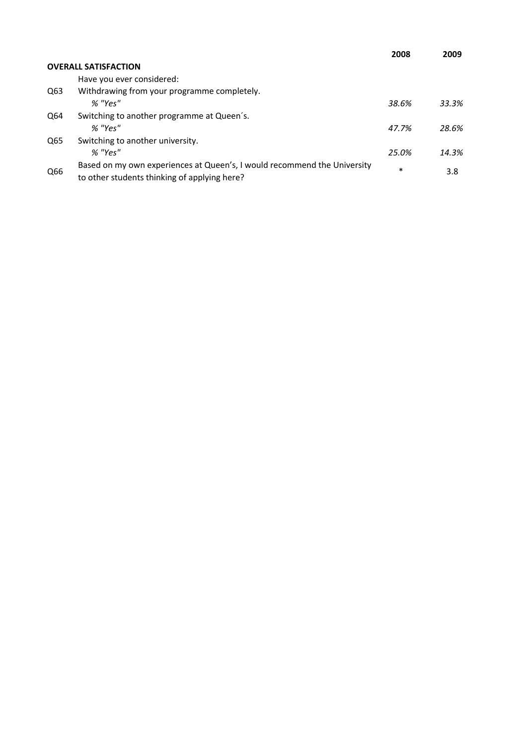| | | 2008 | 2009 |
|---|---|---|---|
| **OVERALL SATISFACTION** | | | |
| | Have you ever considered: | | |
| Q63 | Withdrawing from your programme completely. | | |
| | *% "Yes"* | *38.6%* | *33.3%* |
| Q64 | Switching to another programme at Queen´s. | | |
| | *% "Yes"* | *47.7%* | *28.6%* |
| Q65 | Switching to another university. | | |
| | *% "Yes"* | *25.0%* | *14.3%* |
| Q66 | Based on my own experiences at Queen's, I would recommend the University to other students thinking of applying here? | * | 3.8 |